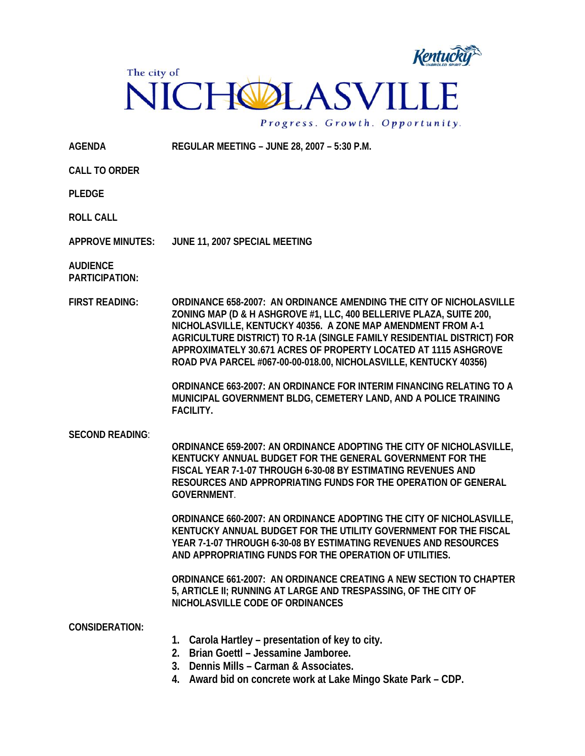The city of

# NICHOLASVILLE

*Progress. Growth. Opportunity.*

**AGENDA** — **REGULAR MEETING – JUNE 28, 2007 – 5:30 P.M.**

**CALL TO ORDER**

**PLEDGE**

**ROLL CALL**

**APPROVE MINUTES:** **JUNE 11, 2007 SPECIAL MEETING**

**AUDIENCE PARTICIPATION:**

**FIRST READING:**

**ORDINANCE 658-2007: AN ORDINANCE AMENDING THE CITY OF NICHOLASVILLE ZONING MAP (D & H ASHGROVE #1, LLC, 400 BELLERIVE PLAZA, SUITE 200, NICHOLASVILLE, KENTUCKY 40356. A ZONE MAP AMENDMENT FROM A-1 AGRICULTURE DISTRICT) TO R-1A (SINGLE FAMILY RESIDENTIAL DISTRICT) FOR APPROXIMATELY 30.671 ACRES OF PROPERTY LOCATED AT 1115 ASHGROVE ROAD PVA PARCEL #067-00-00-018.00, NICHOLASVILLE, KENTUCKY 40356)**

**ORDINANCE 663-2007: AN ORDINANCE FOR INTERIM FINANCING RELATING TO A MUNICIPAL GOVERNMENT BLDG, CEMETERY LAND, AND A POLICE TRAINING FACILITY.**

**SECOND READING:**

**ORDINANCE 659-2007: AN ORDINANCE ADOPTING THE CITY OF NICHOLASVILLE, KENTUCKY ANNUAL BUDGET FOR THE GENERAL GOVERNMENT FOR THE FISCAL YEAR 7-1-07 THROUGH 6-30-08 BY ESTIMATING REVENUES AND RESOURCES AND APPROPRIATING FUNDS FOR THE OPERATION OF GENERAL GOVERNMENT.**

**ORDINANCE 660-2007: AN ORDINANCE ADOPTING THE CITY OF NICHOLASVILLE, KENTUCKY ANNUAL BUDGET FOR THE UTILITY GOVERNMENT FOR THE FISCAL YEAR 7-1-07 THROUGH 6-30-08 BY ESTIMATING REVENUES AND RESOURCES AND APPROPRIATING FUNDS FOR THE OPERATION OF UTILITIES.**

**ORDINANCE 661-2007: AN ORDINANCE CREATING A NEW SECTION TO CHAPTER 5, ARTICLE II; RUNNING AT LARGE AND TRESPASSING, OF THE CITY OF NICHOLASVILLE CODE OF ORDINANCES**

**CONSIDERATION:**

1. **Carola Hartley – presentation of key to city.**
2. **Brian Goettl – Jessamine Jamboree.**
3. **Dennis Mills – Carman & Associates.**
4. **Award bid on concrete work at Lake Mingo Skate Park – CDP.**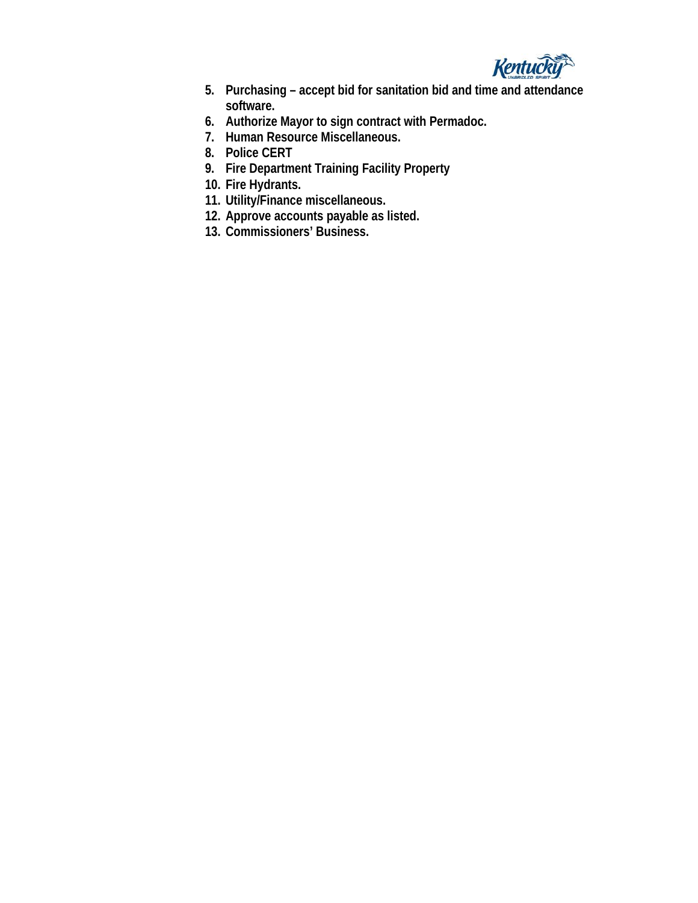5. **Purchasing – accept bid for sanitation bid and time and attendance software.**
6. **Authorize Mayor to sign contract with Permadoc.**
7. **Human Resource Miscellaneous.**
8. **Police CERT**
9. **Fire Department Training Facility Property**
10. **Fire Hydrants.**
11. **Utility/Finance miscellaneous.**
12. **Approve accounts payable as listed.**
13. **Commissioners' Business.**